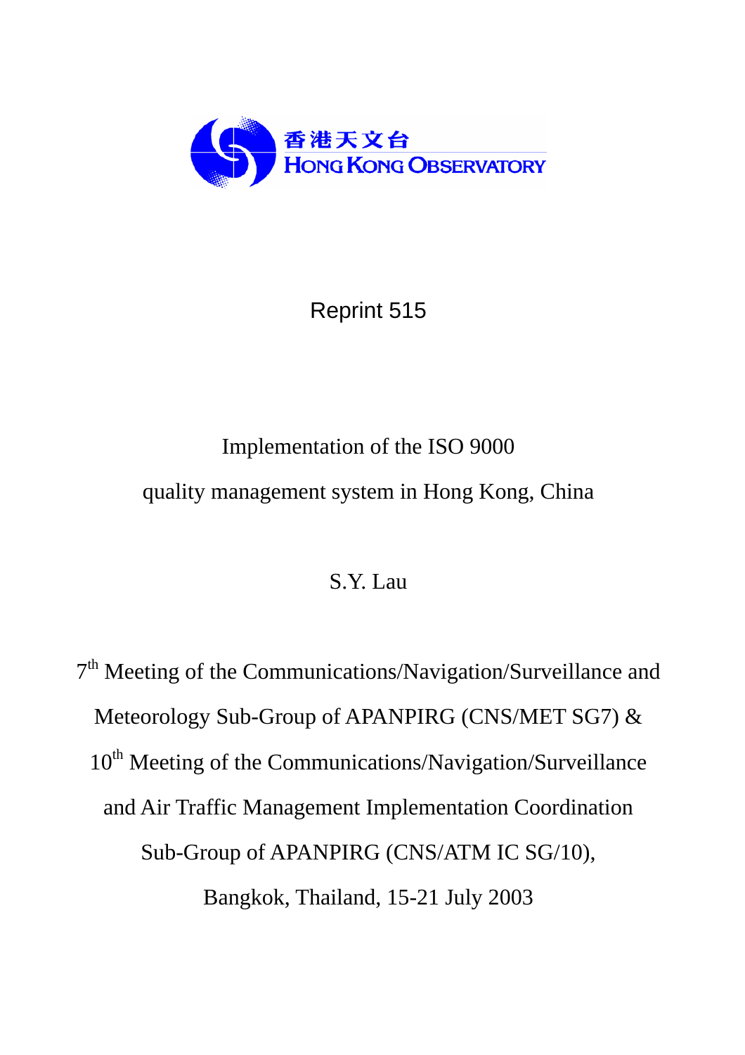香港天文台
HONG KONG OBSERVATORY

Reprint 515

# Implementation of the ISO 9000 quality management system in Hong Kong, China

S.Y. Lau

7th Meeting of the Communications/Navigation/Surveillance and Meteorology Sub-Group of APANPIRG (CNS/MET SG7) & 10th Meeting of the Communications/Navigation/Surveillance and Air Traffic Management Implementation Coordination Sub-Group of APANPIRG (CNS/ATM IC SG/10), Bangkok, Thailand, 15-21 July 2003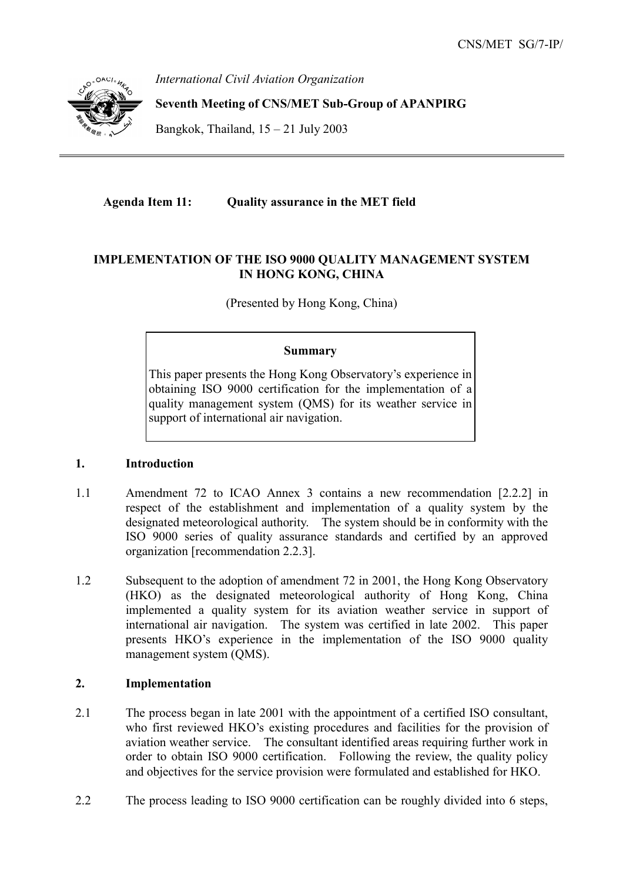CNS/MET SG/7-IP/

*International Civil Aviation Organization*

**Seventh Meeting of CNS/MET Sub-Group of APANPIRG**

Bangkok, Thailand, 15 – 21 July 2003

**Agenda Item 11: Quality assurance in the MET field**

**IMPLEMENTATION OF THE ISO 9000 QUALITY MANAGEMENT SYSTEM IN HONG KONG, CHINA**

(Presented by Hong Kong, China)

> **Summary**
>
> This paper presents the Hong Kong Observatory's experience in obtaining ISO 9000 certification for the implementation of a quality management system (QMS) for its weather service in support of international air navigation.

## 1. Introduction

1.1 Amendment 72 to ICAO Annex 3 contains a new recommendation [2.2.2] in respect of the establishment and implementation of a quality system by the designated meteorological authority. The system should be in conformity with the ISO 9000 series of quality assurance standards and certified by an approved organization [recommendation 2.2.3].

1.2 Subsequent to the adoption of amendment 72 in 2001, the Hong Kong Observatory (HKO) as the designated meteorological authority of Hong Kong, China implemented a quality system for its aviation weather service in support of international air navigation. The system was certified in late 2002. This paper presents HKO's experience in the implementation of the ISO 9000 quality management system (QMS).

## 2. Implementation

2.1 The process began in late 2001 with the appointment of a certified ISO consultant, who first reviewed HKO's existing procedures and facilities for the provision of aviation weather service. The consultant identified areas requiring further work in order to obtain ISO 9000 certification. Following the review, the quality policy and objectives for the service provision were formulated and established for HKO.

2.2 The process leading to ISO 9000 certification can be roughly divided into 6 steps,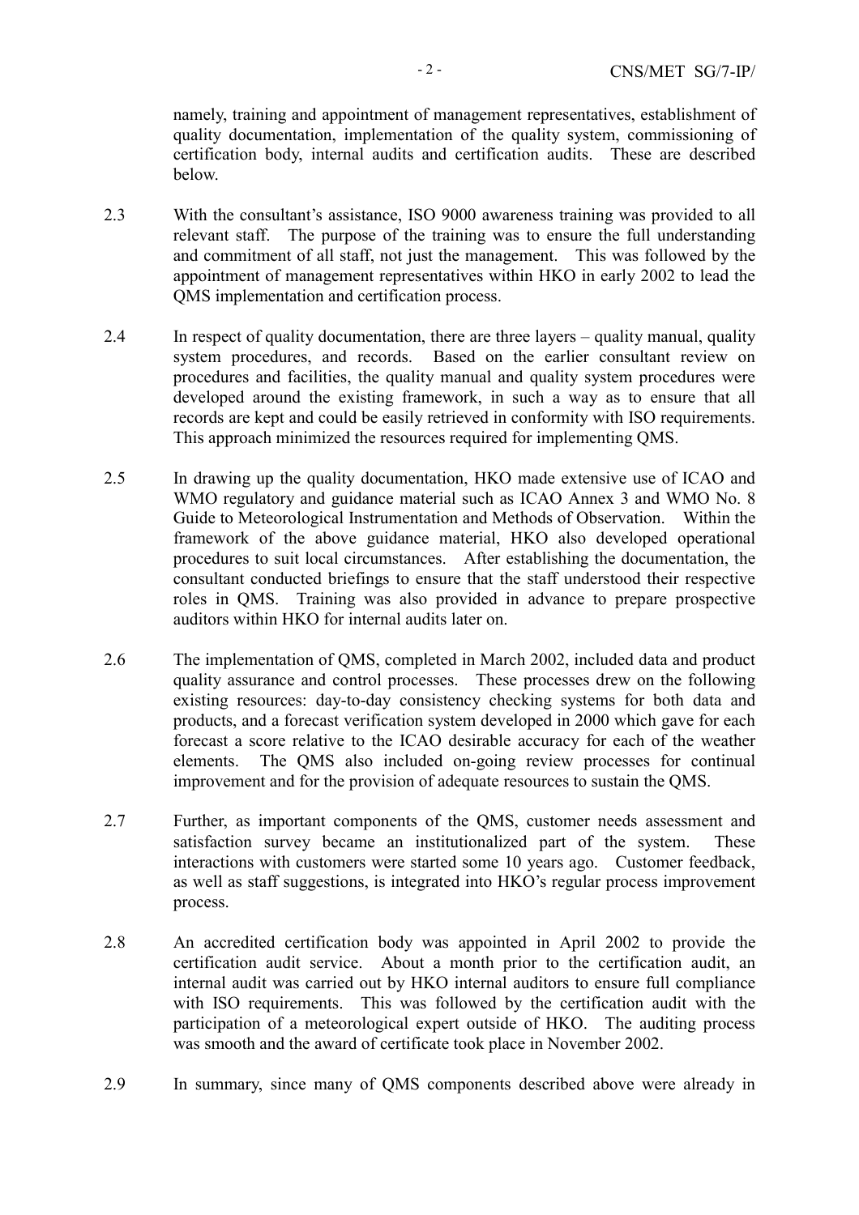namely, training and appointment of management representatives, establishment of quality documentation, implementation of the quality system, commissioning of certification body, internal audits and certification audits. These are described below.

2.3 With the consultant's assistance, ISO 9000 awareness training was provided to all relevant staff. The purpose of the training was to ensure the full understanding and commitment of all staff, not just the management. This was followed by the appointment of management representatives within HKO in early 2002 to lead the QMS implementation and certification process.

2.4 In respect of quality documentation, there are three layers – quality manual, quality system procedures, and records. Based on the earlier consultant review on procedures and facilities, the quality manual and quality system procedures were developed around the existing framework, in such a way as to ensure that all records are kept and could be easily retrieved in conformity with ISO requirements. This approach minimized the resources required for implementing QMS.

2.5 In drawing up the quality documentation, HKO made extensive use of ICAO and WMO regulatory and guidance material such as ICAO Annex 3 and WMO No. 8 Guide to Meteorological Instrumentation and Methods of Observation. Within the framework of the above guidance material, HKO also developed operational procedures to suit local circumstances. After establishing the documentation, the consultant conducted briefings to ensure that the staff understood their respective roles in QMS. Training was also provided in advance to prepare prospective auditors within HKO for internal audits later on.

2.6 The implementation of QMS, completed in March 2002, included data and product quality assurance and control processes. These processes drew on the following existing resources: day-to-day consistency checking systems for both data and products, and a forecast verification system developed in 2000 which gave for each forecast a score relative to the ICAO desirable accuracy for each of the weather elements. The QMS also included on-going review processes for continual improvement and for the provision of adequate resources to sustain the QMS.

2.7 Further, as important components of the QMS, customer needs assessment and satisfaction survey became an institutionalized part of the system. These interactions with customers were started some 10 years ago. Customer feedback, as well as staff suggestions, is integrated into HKO's regular process improvement process.

2.8 An accredited certification body was appointed in April 2002 to provide the certification audit service. About a month prior to the certification audit, an internal audit was carried out by HKO internal auditors to ensure full compliance with ISO requirements. This was followed by the certification audit with the participation of a meteorological expert outside of HKO. The auditing process was smooth and the award of certificate took place in November 2002.

2.9 In summary, since many of QMS components described above were already in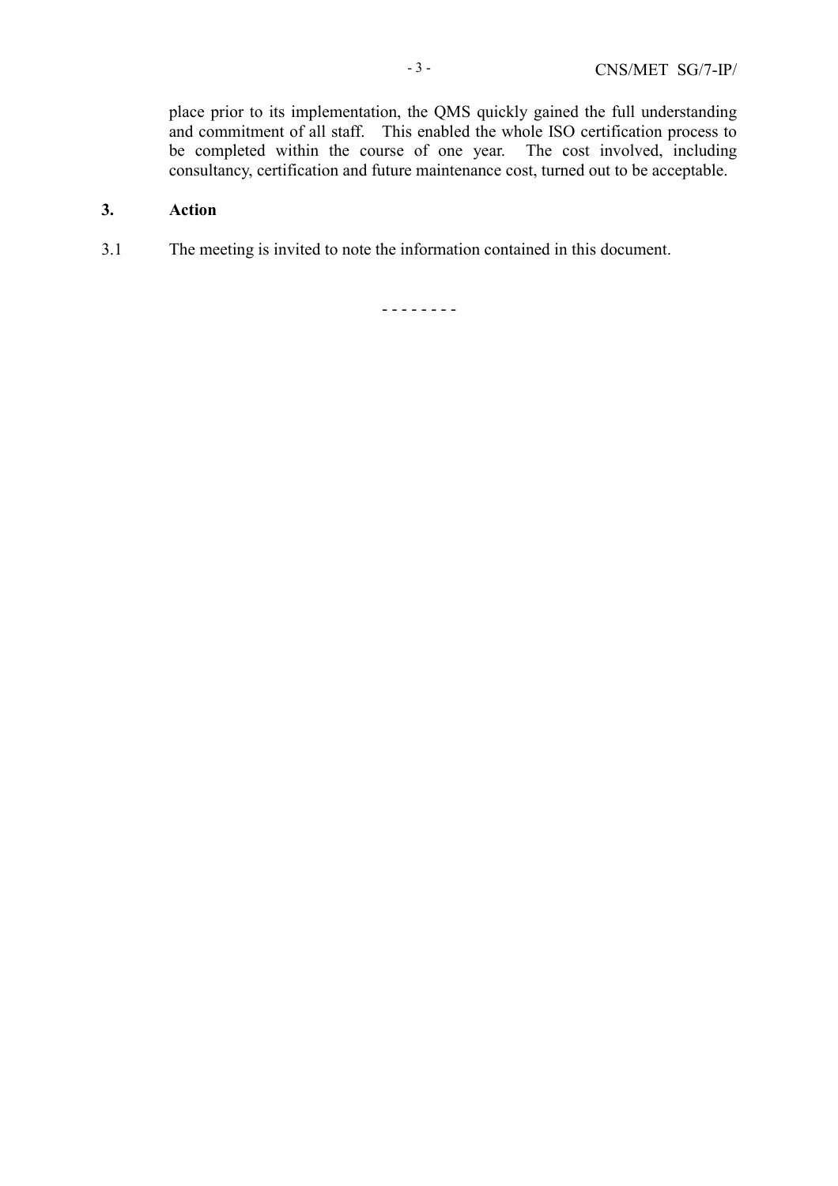place prior to its implementation, the QMS quickly gained the full understanding and commitment of all staff. This enabled the whole ISO certification process to be completed within the course of one year. The cost involved, including consultancy, certification and future maintenance cost, turned out to be acceptable.

## 3. Action

3.1 The meeting is invited to note the information contained in this document.

- - - - - - - -